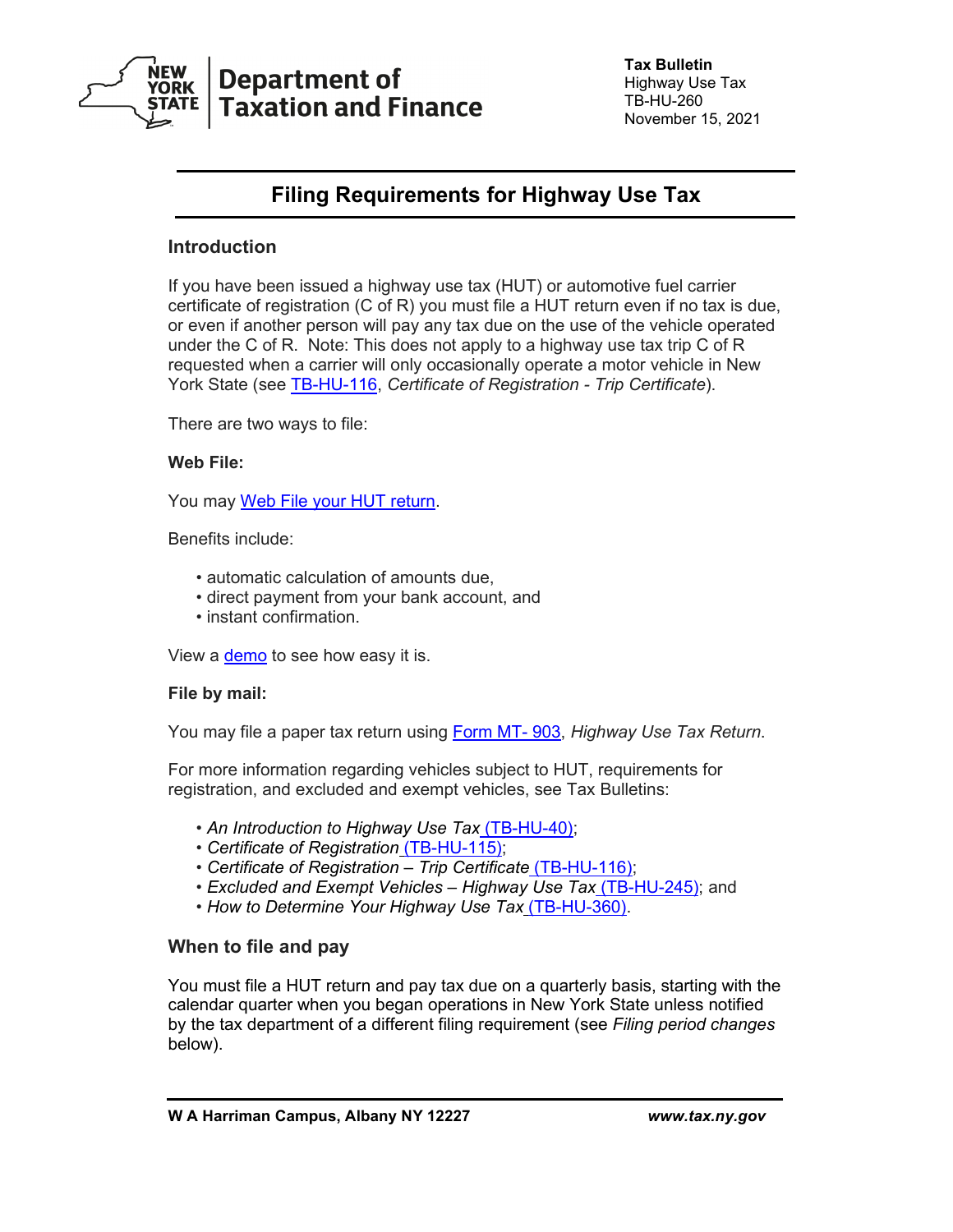New York State Department of Taxation and Finance

**Tax Bulletin**
Highway Use Tax
TB-HU-260
November 15, 2021

# Filing Requirements for Highway Use Tax

## Introduction

If you have been issued a highway use tax (HUT) or automotive fuel carrier certificate of registration (C of R) you must file a HUT return even if no tax is due, or even if another person will pay any tax due on the use of the vehicle operated under the C of R. Note: This does not apply to a highway use tax trip C of R requested when a carrier will only occasionally operate a motor vehicle in New York State (see TB-HU-116, *Certificate of Registration - Trip Certificate*).

There are two ways to file:

**Web File:**

You may Web File your HUT return.

Benefits include:

- automatic calculation of amounts due,
- direct payment from your bank account, and
- instant confirmation.

View a demo to see how easy it is.

**File by mail:**

You may file a paper tax return using Form MT- 903, *Highway Use Tax Return*.

For more information regarding vehicles subject to HUT, requirements for registration, and excluded and exempt vehicles, see Tax Bulletins:

- *An Introduction to Highway Use Tax* (TB-HU-40);
- *Certificate of Registration* (TB-HU-115);
- *Certificate of Registration – Trip Certificate* (TB-HU-116);
- *Excluded and Exempt Vehicles – Highway Use Tax* (TB-HU-245); and
- *How to Determine Your Highway Use Tax* (TB-HU-360).

## When to file and pay

You must file a HUT return and pay tax due on a quarterly basis, starting with the calendar quarter when you began operations in New York State unless notified by the tax department of a different filing requirement (see *Filing period changes* below).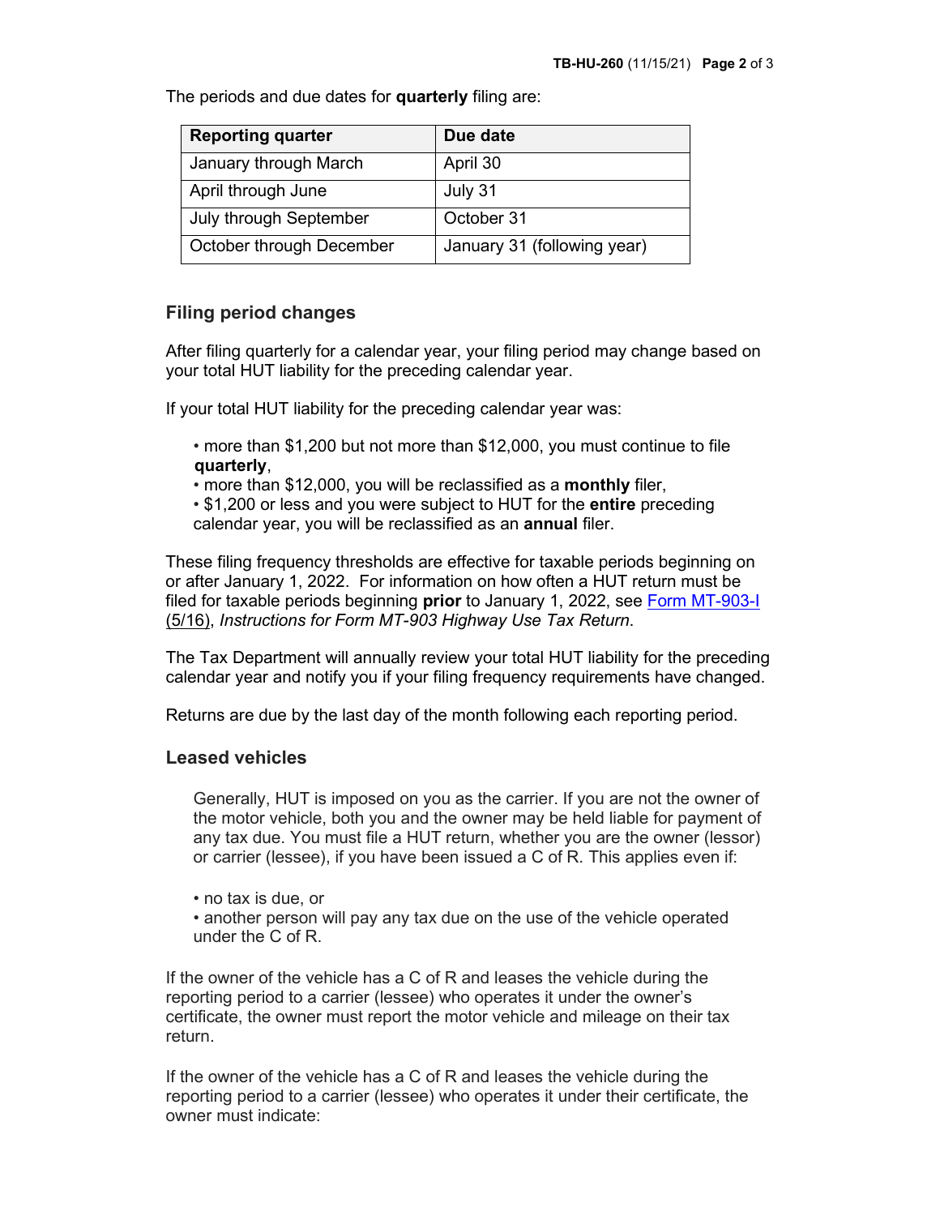The periods and due dates for **quarterly** filing are:

| Reporting quarter | Due date |
|---|---|
| January through March | April 30 |
| April through June | July 31 |
| July through September | October 31 |
| October through December | January 31 (following year) |

## Filing period changes

After filing quarterly for a calendar year, your filing period may change based on your total HUT liability for the preceding calendar year.

If your total HUT liability for the preceding calendar year was:

- more than $1,200 but not more than $12,000, you must continue to file **quarterly**,
- more than $12,000, you will be reclassified as a **monthly** filer,
- $1,200 or less and you were subject to HUT for the **entire** preceding calendar year, you will be reclassified as an **annual** filer.

These filing frequency thresholds are effective for taxable periods beginning on or after January 1, 2022. For information on how often a HUT return must be filed for taxable periods beginning **prior** to January 1, 2022, see Form MT-903-I (5/16), *Instructions for Form MT-903 Highway Use Tax Return*.

The Tax Department will annually review your total HUT liability for the preceding calendar year and notify you if your filing frequency requirements have changed.

Returns are due by the last day of the month following each reporting period.

## Leased vehicles

Generally, HUT is imposed on you as the carrier. If you are not the owner of the motor vehicle, both you and the owner may be held liable for payment of any tax due. You must file a HUT return, whether you are the owner (lessor) or carrier (lessee), if you have been issued a C of R. This applies even if:

- no tax is due, or
- another person will pay any tax due on the use of the vehicle operated under the C of R.

If the owner of the vehicle has a C of R and leases the vehicle during the reporting period to a carrier (lessee) who operates it under the owner's certificate, the owner must report the motor vehicle and mileage on their tax return.

If the owner of the vehicle has a C of R and leases the vehicle during the reporting period to a carrier (lessee) who operates it under their certificate, the owner must indicate: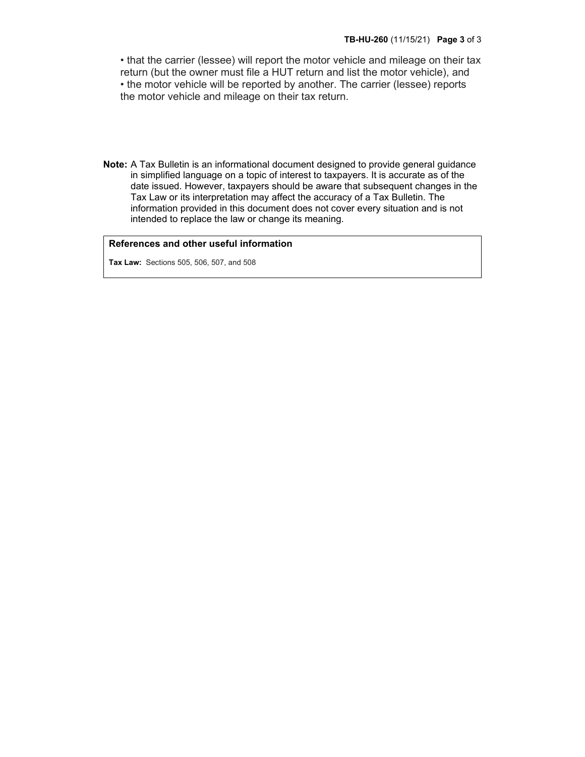- that the carrier (lessee) will report the motor vehicle and mileage on their tax return (but the owner must file a HUT return and list the motor vehicle), and
- the motor vehicle will be reported by another. The carrier (lessee) reports the motor vehicle and mileage on their tax return.

**Note:** A Tax Bulletin is an informational document designed to provide general guidance in simplified language on a topic of interest to taxpayers. It is accurate as of the date issued. However, taxpayers should be aware that subsequent changes in the Tax Law or its interpretation may affect the accuracy of a Tax Bulletin. The information provided in this document does not cover every situation and is not intended to replace the law or change its meaning.

**References and other useful information**

**Tax Law:** Sections 505, 506, 507, and 508